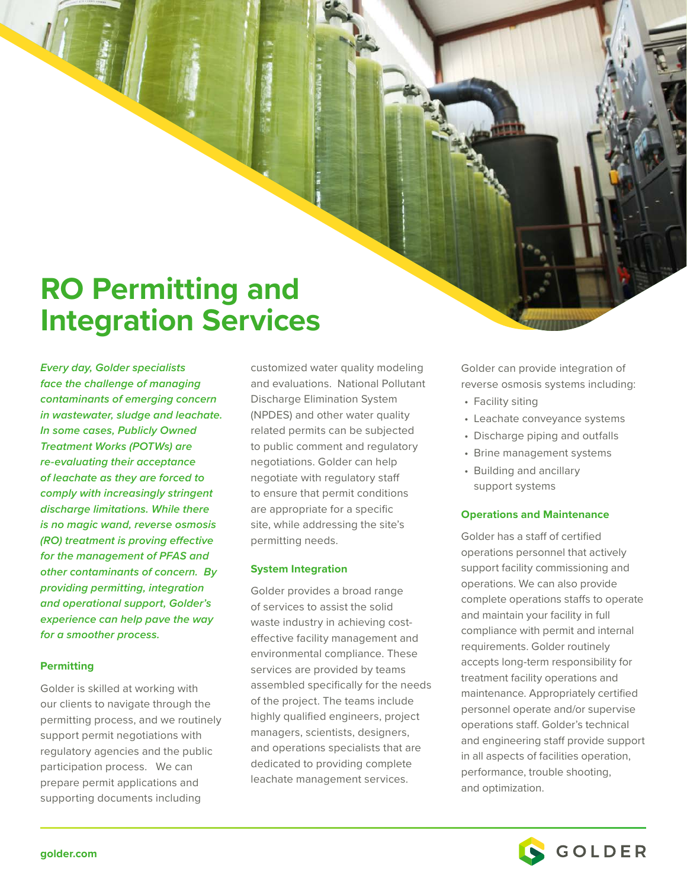# RO Permitting and Integration Services

***Every day, Golder specialists face the challenge of managing contaminants of emerging concern in wastewater, sludge and leachate. In some cases, Publicly Owned Treatment Works (POTWs) are re-evaluating their acceptance of leachate as they are forced to comply with increasingly stringent discharge limitations. While there is no magic wand, reverse osmosis (RO) treatment is proving effective for the management of PFAS and other contaminants of concern. By providing permitting, integration and operational support, Golder's experience can help pave the way for a smoother process.***

### Permitting

Golder is skilled at working with our clients to navigate through the permitting process, and we routinely support permit negotiations with regulatory agencies and the public participation process. We can prepare permit applications and supporting documents including customized water quality modeling and evaluations. National Pollutant Discharge Elimination System (NPDES) and other water quality related permits can be subjected to public comment and regulatory negotiations. Golder can help negotiate with regulatory staff to ensure that permit conditions are appropriate for a specific site, while addressing the site's permitting needs.

### System Integration

Golder provides a broad range of services to assist the solid waste industry in achieving cost-effective facility management and environmental compliance. These services are provided by teams assembled specifically for the needs of the project. The teams include highly qualified engineers, project managers, scientists, designers, and operations specialists that are dedicated to providing complete leachate management services.

Golder can provide integration of reverse osmosis systems including:

- Facility siting
- Leachate conveyance systems
- Discharge piping and outfalls
- Brine management systems
- Building and ancillary support systems

### Operations and Maintenance

Golder has a staff of certified operations personnel that actively support facility commissioning and operations. We can also provide complete operations staffs to operate and maintain your facility in full compliance with permit and internal requirements. Golder routinely accepts long-term responsibility for treatment facility operations and maintenance. Appropriately certified personnel operate and/or supervise operations staff. Golder's technical and engineering staff provide support in all aspects of facilities operation, performance, trouble shooting, and optimization.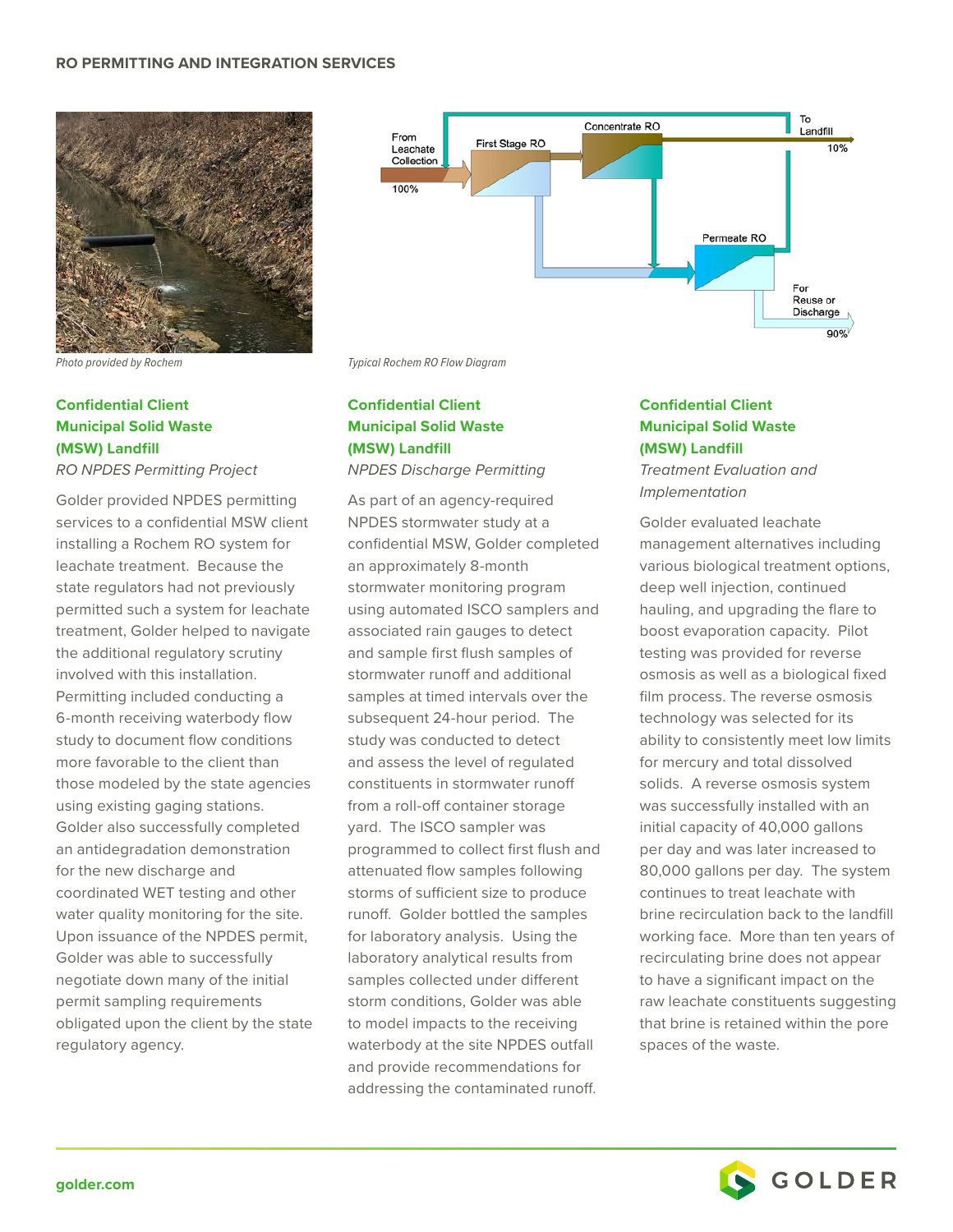## RO PERMITTING AND INTEGRATION SERVICES

*Photo provided by Rochem*

From Leachate Collection
100%
First Stage RO
Concentrate RO
To Landfill
10%
Permeate RO
For Reuse or Discharge
90%

*Typical Rochem RO Flow Diagram*

### Confidential Client Municipal Solid Waste (MSW) Landfill

*RO NPDES Permitting Project*

Golder provided NPDES permitting services to a confidential MSW client installing a Rochem RO system for leachate treatment. Because the state regulators had not previously permitted such a system for leachate treatment, Golder helped to navigate the additional regulatory scrutiny involved with this installation. Permitting included conducting a 6-month receiving waterbody flow study to document flow conditions more favorable to the client than those modeled by the state agencies using existing gaging stations. Golder also successfully completed an antidegradation demonstration for the new discharge and coordinated WET testing and other water quality monitoring for the site. Upon issuance of the NPDES permit, Golder was able to successfully negotiate down many of the initial permit sampling requirements obligated upon the client by the state regulatory agency.

### Confidential Client Municipal Solid Waste (MSW) Landfill

*NPDES Discharge Permitting*

As part of an agency-required NPDES stormwater study at a confidential MSW, Golder completed an approximately 8-month stormwater monitoring program using automated ISCO samplers and associated rain gauges to detect and sample first flush samples of stormwater runoff and additional samples at timed intervals over the subsequent 24-hour period. The study was conducted to detect and assess the level of regulated constituents in stormwater runoff from a roll-off container storage yard. The ISCO sampler was programmed to collect first flush and attenuated flow samples following storms of sufficient size to produce runoff. Golder bottled the samples for laboratory analysis. Using the laboratory analytical results from samples collected under different storm conditions, Golder was able to model impacts to the receiving waterbody at the site NPDES outfall and provide recommendations for addressing the contaminated runoff.

### Confidential Client Municipal Solid Waste (MSW) Landfill

*Treatment Evaluation and Implementation*

Golder evaluated leachate management alternatives including various biological treatment options, deep well injection, continued hauling, and upgrading the flare to boost evaporation capacity. Pilot testing was provided for reverse osmosis as well as a biological fixed film process. The reverse osmosis technology was selected for its ability to consistently meet low limits for mercury and total dissolved solids. A reverse osmosis system was successfully installed with an initial capacity of 40,000 gallons per day and was later increased to 80,000 gallons per day. The system continues to treat leachate with brine recirculation back to the landfill working face. More than ten years of recirculating brine does not appear to have a significant impact on the raw leachate constituents suggesting that brine is retained within the pore spaces of the waste.